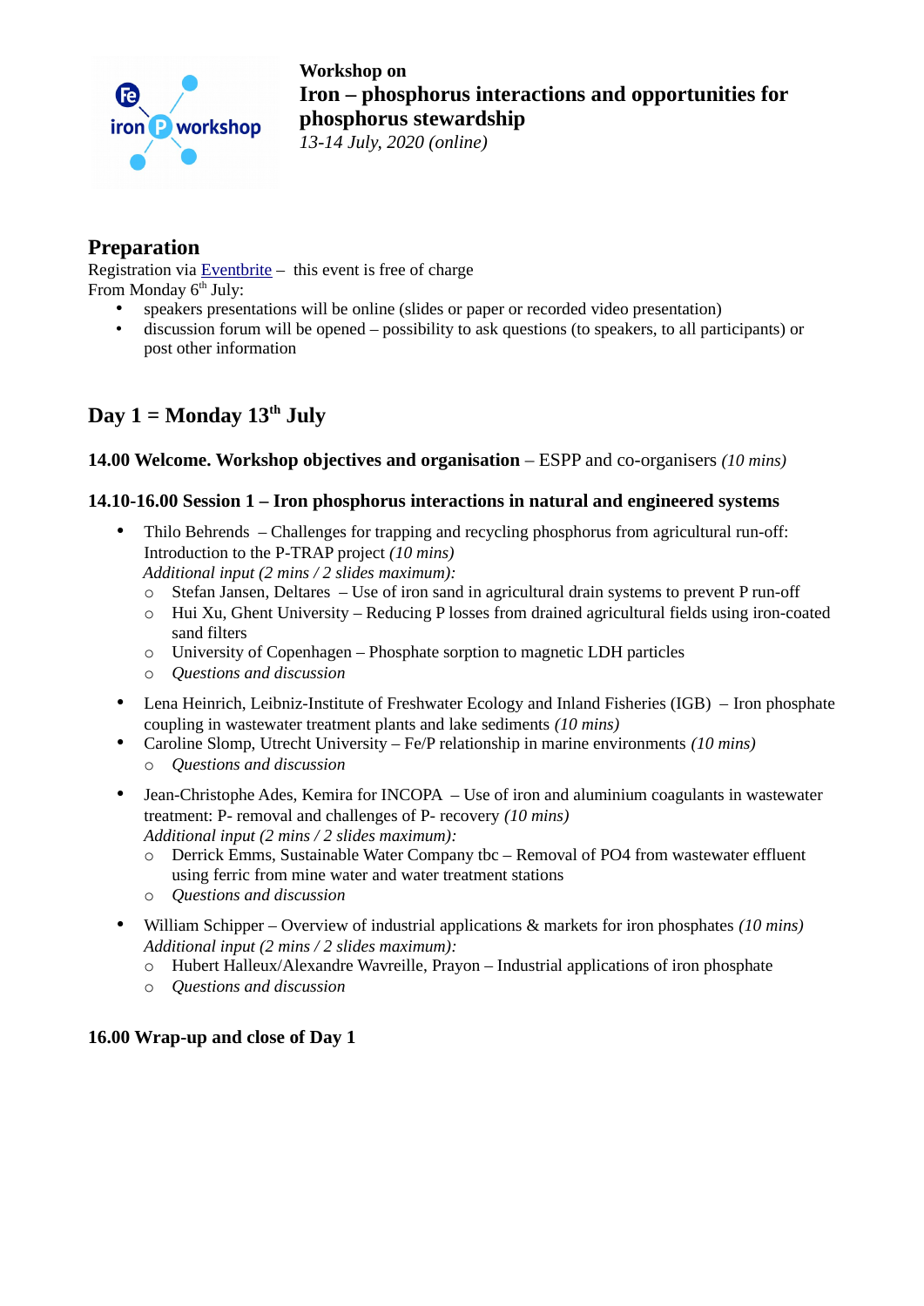Workshop on

# Iron – phosphorus interactions and opportunities for phosphorus stewardship

*13-14 July, 2020 (online)*

## Preparation

Registration via Eventbrite – this event is free of charge

From Monday 6th July:

- speakers presentations will be online (slides or paper or recorded video presentation)
- discussion forum will be opened – possibility to ask questions (to speakers, to all participants) or post other information

## Day 1 = Monday 13th July

**14.00 Welcome. Workshop objectives and organisation** – ESPP and co-organisers *(10 mins)*

**14.10-16.00 Session 1 – Iron phosphorus interactions in natural and engineered systems**

- Thilo Behrends – Challenges for trapping and recycling phosphorus from agricultural run-off: Introduction to the P-TRAP project *(10 mins)*
  *Additional input (2 mins / 2 slides maximum):*
  - Stefan Jansen, Deltares – Use of iron sand in agricultural drain systems to prevent P run-off
  - Hui Xu, Ghent University – Reducing P losses from drained agricultural fields using iron-coated sand filters
  - University of Copenhagen – Phosphate sorption to magnetic LDH particles
  - *Questions and discussion*
- Lena Heinrich, Leibniz-Institute of Freshwater Ecology and Inland Fisheries (IGB) – Iron phosphate coupling in wastewater treatment plants and lake sediments *(10 mins)*
- Caroline Slomp, Utrecht University – Fe/P relationship in marine environments *(10 mins)*
  - *Questions and discussion*
- Jean-Christophe Ades, Kemira for INCOPA – Use of iron and aluminium coagulants in wastewater treatment: P- removal and challenges of P- recovery *(10 mins)*
  *Additional input (2 mins / 2 slides maximum):*
  - Derrick Emms, Sustainable Water Company tbc – Removal of PO4 from wastewater effluent using ferric from mine water and water treatment stations
  - *Questions and discussion*
- William Schipper – Overview of industrial applications & markets for iron phosphates *(10 mins)*
  *Additional input (2 mins / 2 slides maximum):*
  - Hubert Halleux/Alexandre Wavreille, Prayon – Industrial applications of iron phosphate
  - *Questions and discussion*

**16.00 Wrap-up and close of Day 1**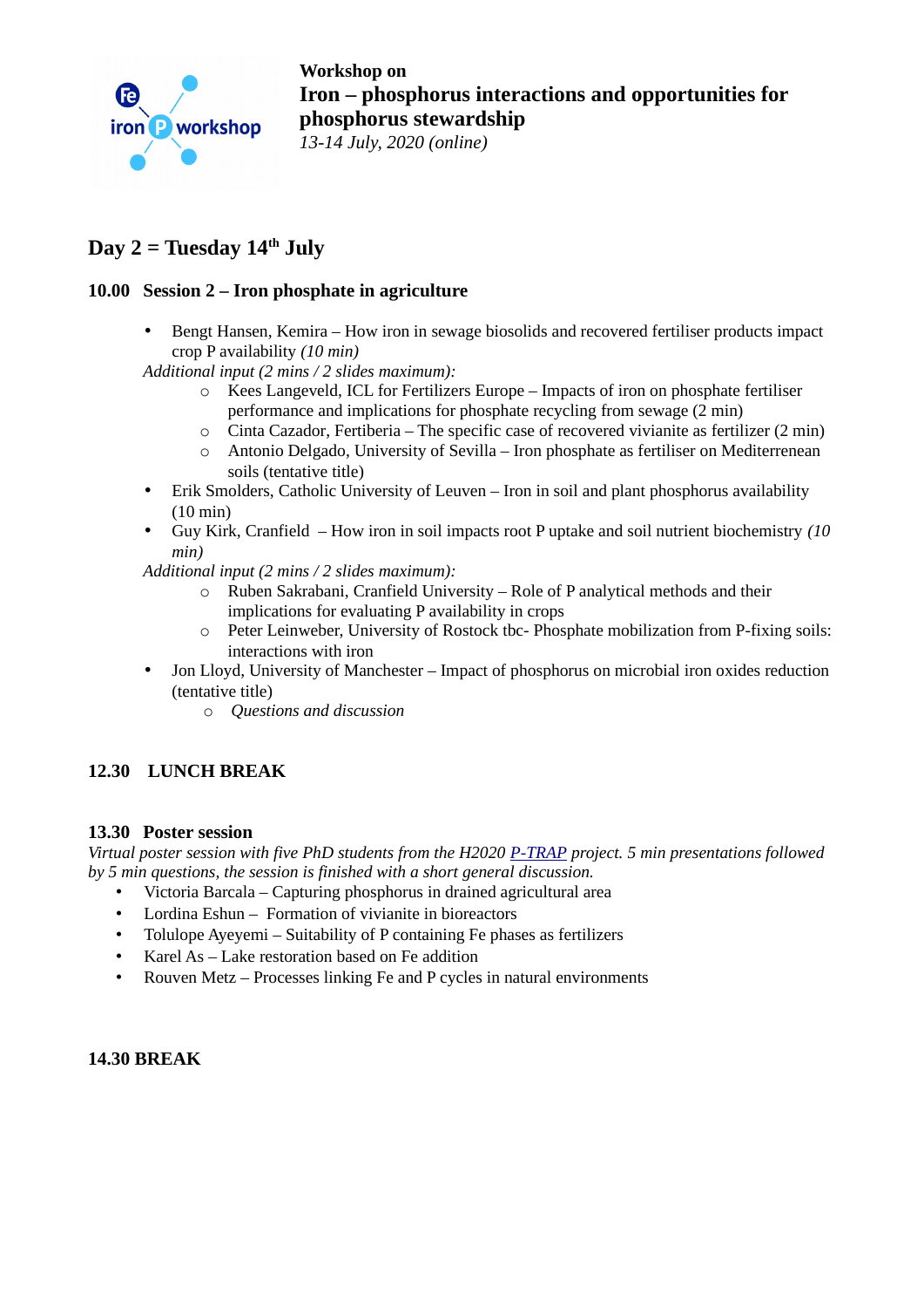Workshop on

**Iron – phosphorus interactions and opportunities for phosphorus stewardship**

*13-14 July, 2020 (online)*

## Day 2 = Tuesday 14th July

### 10.00 Session 2 – Iron phosphate in agriculture

- Bengt Hansen, Kemira – How iron in sewage biosolids and recovered fertiliser products impact crop P availability *(10 min)*

*Additional input (2 mins / 2 slides maximum):*

  - Kees Langeveld, ICL for Fertilizers Europe – Impacts of iron on phosphate fertiliser performance and implications for phosphate recycling from sewage (2 min)
  - Cinta Cazador, Fertiberia – The specific case of recovered vivianite as fertilizer (2 min)
  - Antonio Delgado, University of Sevilla – Iron phosphate as fertiliser on Mediterrenean soils (tentative title)
- Erik Smolders, Catholic University of Leuven – Iron in soil and plant phosphorus availability (10 min)
- Guy Kirk, Cranfield – How iron in soil impacts root P uptake and soil nutrient biochemistry *(10 min)*

*Additional input (2 mins / 2 slides maximum):*

  - Ruben Sakrabani, Cranfield University – Role of P analytical methods and their implications for evaluating P availability in crops
  - Peter Leinweber, University of Rostock tbc- Phosphate mobilization from P-fixing soils: interactions with iron
- Jon Lloyd, University of Manchester – Impact of phosphorus on microbial iron oxides reduction (tentative title)
  - *Questions and discussion*

### 12.30 LUNCH BREAK

### 13.30 Poster session

*Virtual poster session with five PhD students from the H2020 P-TRAP project. 5 min presentations followed by 5 min questions, the session is finished with a short general discussion.*

- Victoria Barcala – Capturing phosphorus in drained agricultural area
- Lordina Eshun – Formation of vivianite in bioreactors
- Tolulope Ayeyemi – Suitability of P containing Fe phases as fertilizers
- Karel As – Lake restoration based on Fe addition
- Rouven Metz – Processes linking Fe and P cycles in natural environments

### 14.30 BREAK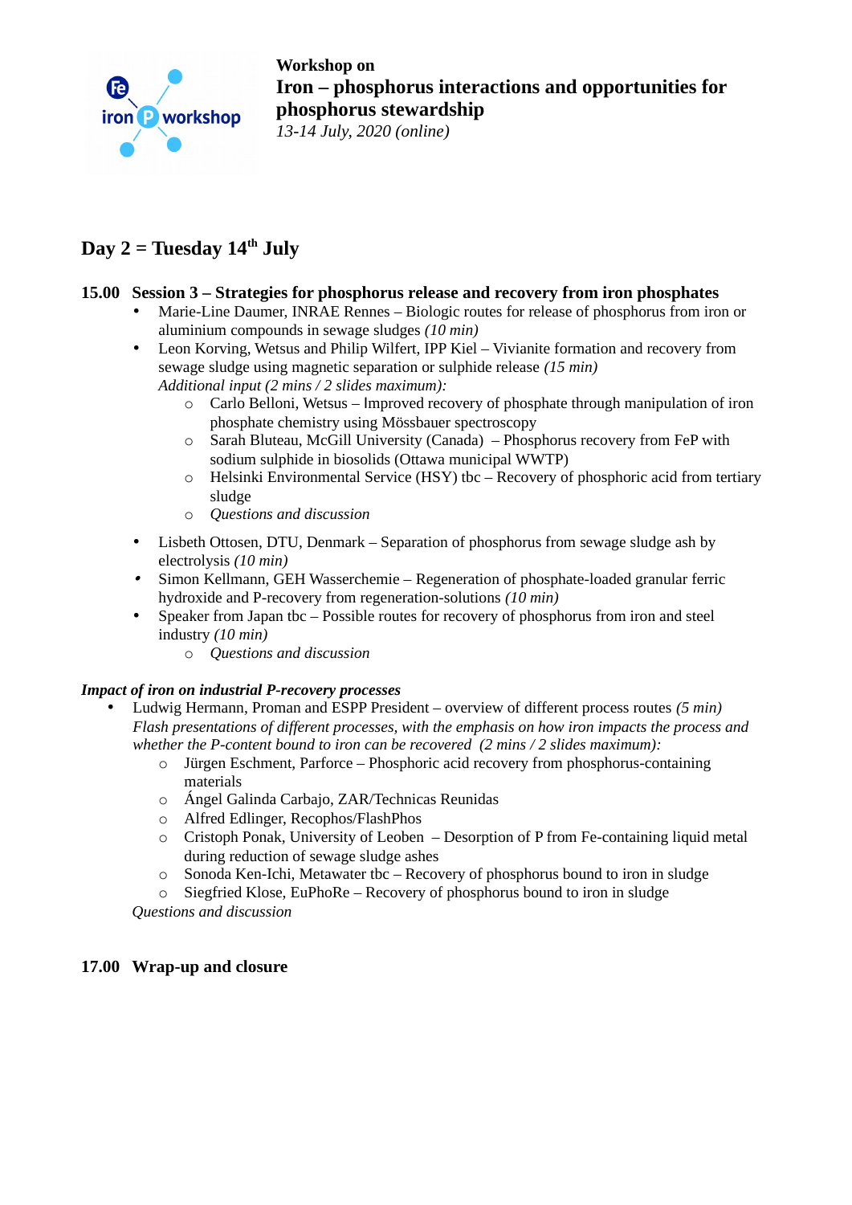Workshop on

**Iron – phosphorus interactions and opportunities for phosphorus stewardship**

*13-14 July, 2020 (online)*

## Day 2 = Tuesday 14th July

### 15.00 Session 3 – Strategies for phosphorus release and recovery from iron phosphates

- Marie-Line Daumer, INRAE Rennes – Biologic routes for release of phosphorus from iron or aluminium compounds in sewage sludges *(10 min)*
- Leon Korving, Wetsus and Philip Wilfert, IPP Kiel – Vivianite formation and recovery from sewage sludge using magnetic separation or sulphide release *(15 min)*
  *Additional input (2 mins / 2 slides maximum):*
  - Carlo Belloni, Wetsus – Improved recovery of phosphate through manipulation of iron phosphate chemistry using Mössbauer spectroscopy
  - Sarah Bluteau, McGill University (Canada) – Phosphorus recovery from FeP with sodium sulphide in biosolids (Ottawa municipal WWTP)
  - Helsinki Environmental Service (HSY) tbc – Recovery of phosphoric acid from tertiary sludge
  - *Questions and discussion*
- Lisbeth Ottosen, DTU, Denmark – Separation of phosphorus from sewage sludge ash by electrolysis *(10 min)*
- Simon Kellmann, GEH Wasserchemie – Regeneration of phosphate-loaded granular ferric hydroxide and P-recovery from regeneration-solutions *(10 min)*
- Speaker from Japan tbc – Possible routes for recovery of phosphorus from iron and steel industry *(10 min)*
  - *Questions and discussion*

***Impact of iron on industrial P-recovery processes***

- Ludwig Hermann, Proman and ESPP President – overview of different process routes *(5 min)*
  *Flash presentations of different processes, with the emphasis on how iron impacts the process and whether the P-content bound to iron can be recovered (2 mins / 2 slides maximum):*
  - Jürgen Eschment, Parforce – Phosphoric acid recovery from phosphorus-containing materials
  - Ángel Galinda Carbajo, ZAR/Technicas Reunidas
  - Alfred Edlinger, Recophos/FlashPhos
  - Cristoph Ponak, University of Leoben – Desorption of P from Fe-containing liquid metal during reduction of sewage sludge ashes
  - Sonoda Ken-Ichi, Metawater tbc – Recovery of phosphorus bound to iron in sludge
  - Siegfried Klose, EuPhoRe – Recovery of phosphorus bound to iron in sludge

  *Questions and discussion*

### 17.00 Wrap-up and closure